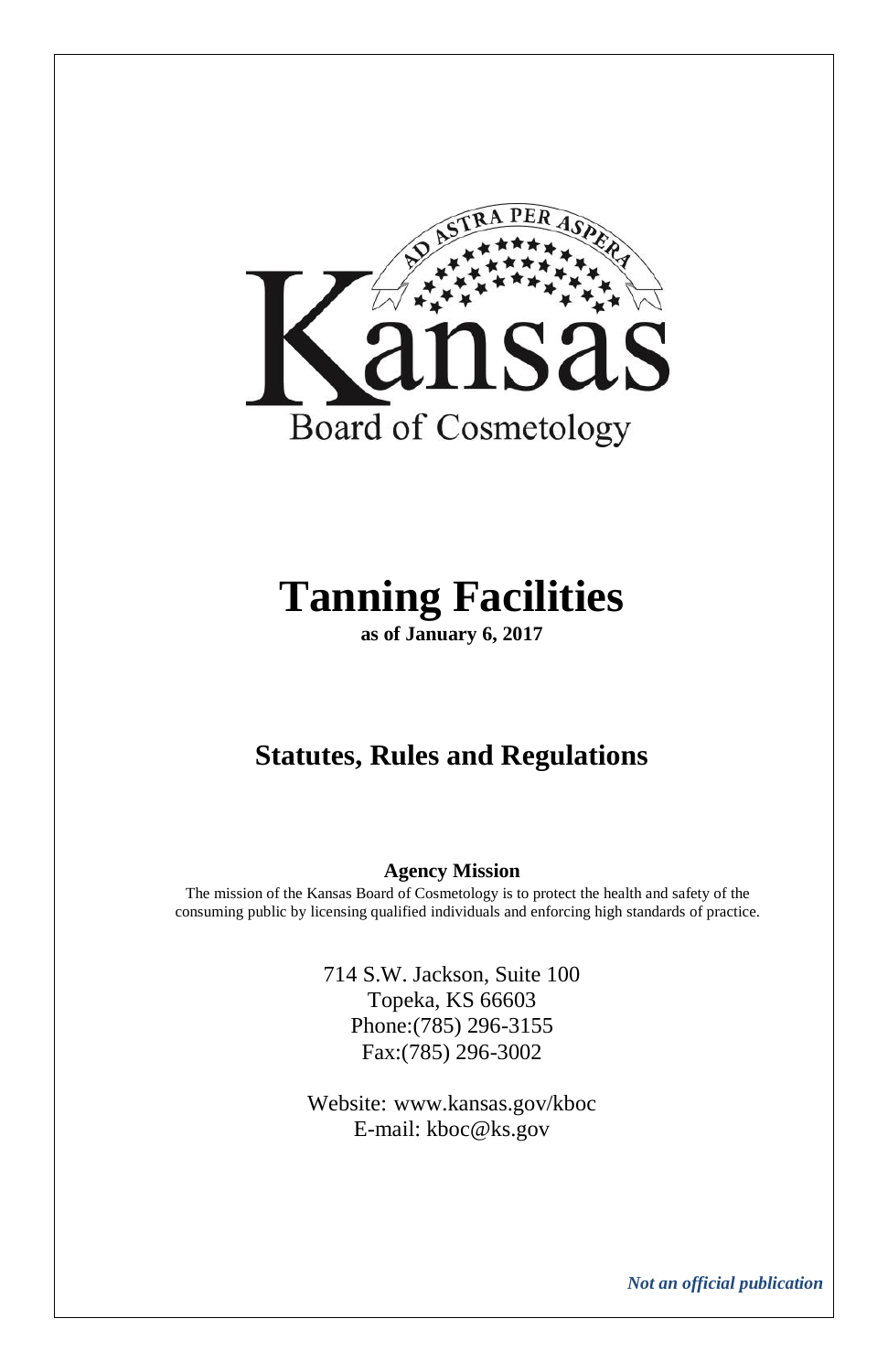AD ASTRA PER ASPERA

Kansas

Board of Cosmetology

# Tanning Facilities

**as of January 6, 2017**

## Statutes, Rules and Regulations

**Agency Mission**

The mission of the Kansas Board of Cosmetology is to protect the health and safety of the consuming public by licensing qualified individuals and enforcing high standards of practice.

714 S.W. Jackson, Suite 100
Topeka, KS 66603
Phone:(785) 296-3155
Fax:(785) 296-3002

Website: www.kansas.gov/kboc
E-mail: kboc@ks.gov

***Not an official publication***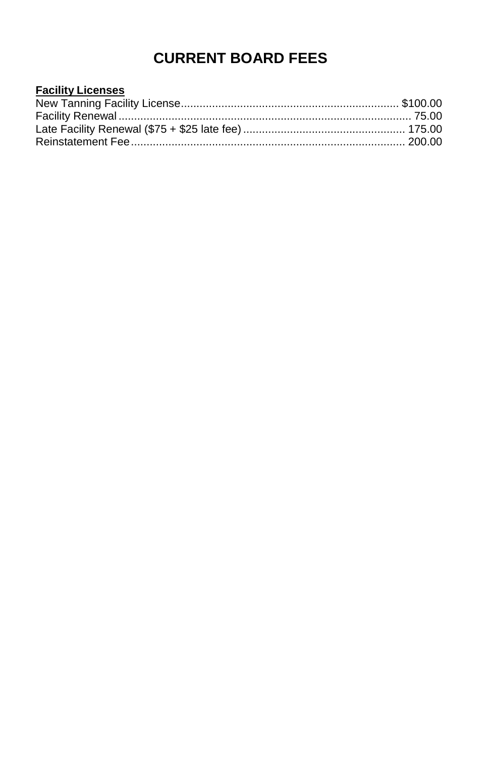# CURRENT BOARD FEES

**Facility Licenses**

| Item | Fee |
|---|---|
| New Tanning Facility License | $100.00 |
| Facility Renewal | 75.00 |
| Late Facility Renewal ($75 + $25 late fee) | 175.00 |
| Reinstatement Fee | 200.00 |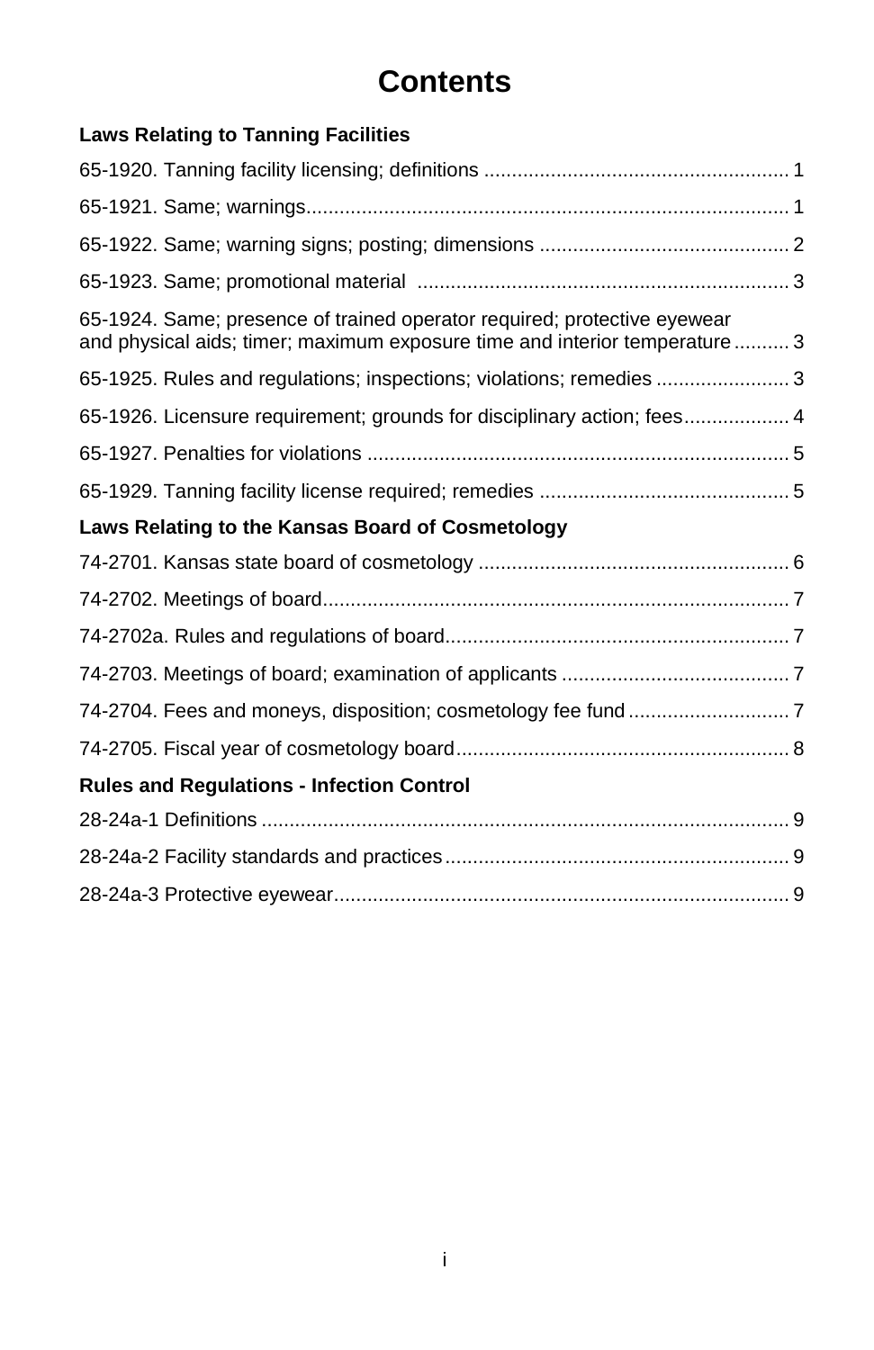# Contents

**Laws Relating to Tanning Facilities**

65-1920. Tanning facility licensing; definitions ....... 1

65-1921. Same; warnings....... 1

65-1922. Same; warning signs; posting; dimensions ....... 2

65-1923. Same; promotional material ....... 3

65-1924. Same; presence of trained operator required; protective eyewear and physical aids; timer; maximum exposure time and interior temperature....... 3

65-1925. Rules and regulations; inspections; violations; remedies ....... 3

65-1926. Licensure requirement; grounds for disciplinary action; fees....... 4

65-1927. Penalties for violations ....... 5

65-1929. Tanning facility license required; remedies ....... 5

**Laws Relating to the Kansas Board of Cosmetology**

74-2701. Kansas state board of cosmetology ....... 6

74-2702. Meetings of board....... 7

74-2702a. Rules and regulations of board....... 7

74-2703. Meetings of board; examination of applicants ....... 7

74-2704. Fees and moneys, disposition; cosmetology fee fund ....... 7

74-2705. Fiscal year of cosmetology board....... 8

**Rules and Regulations - Infection Control**

28-24a-1 Definitions ....... 9

28-24a-2 Facility standards and practices....... 9

28-24a-3 Protective eyewear....... 9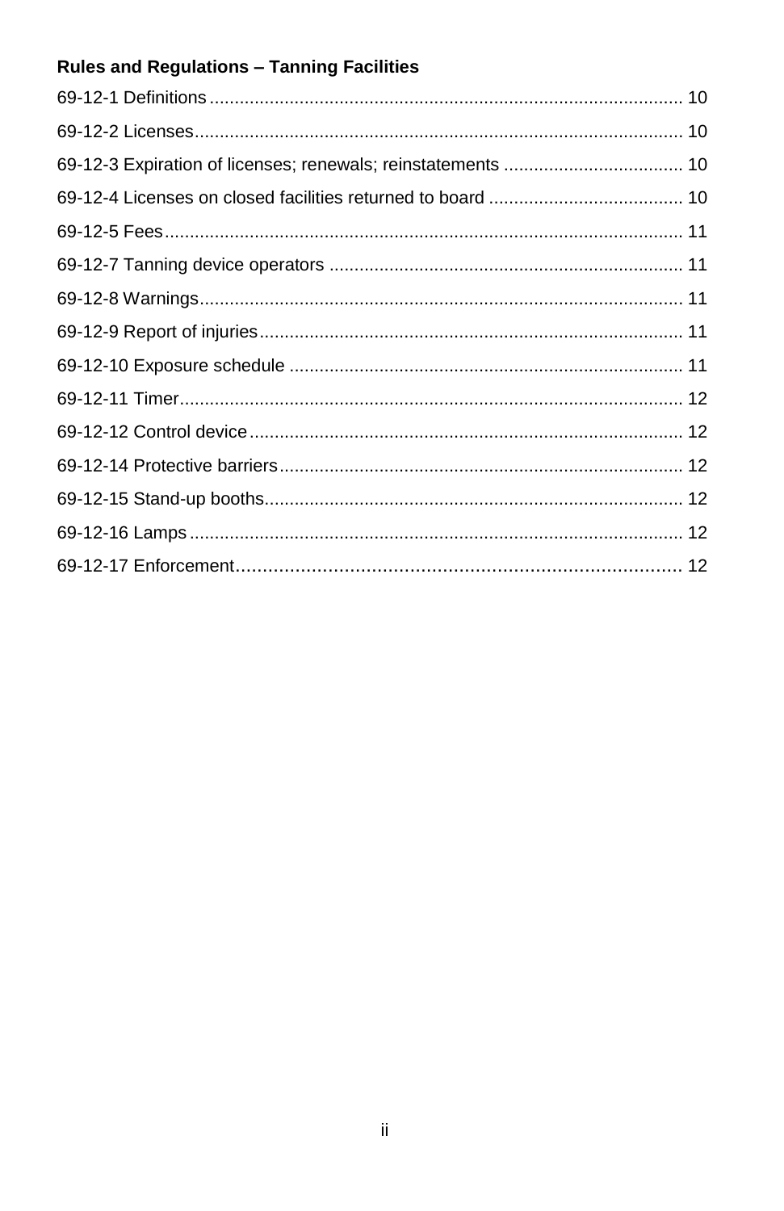**Rules and Regulations – Tanning Facilities**

69-12-1 Definitions ........................................................................................... 10

69-12-2 Licenses................................................................................................ 10

69-12-3 Expiration of licenses; renewals; reinstatements .................................... 10

69-12-4 Licenses on closed facilities returned to board ....................................... 10

69-12-5 Fees...................................................................................................... 11

69-12-7 Tanning device operators ...................................................................... 11

69-12-8 Warnings............................................................................................... 11

69-12-9 Report of injuries................................................................................... 11

69-12-10 Exposure schedule .............................................................................. 11

69-12-11 Timer.................................................................................................. 12

69-12-12 Control device ..................................................................................... 12

69-12-14 Protective barriers ............................................................................... 12

69-12-15 Stand-up booths.................................................................................. 12

69-12-16 Lamps ................................................................................................ 12

69-12-17 Enforcement........................................................................................ 12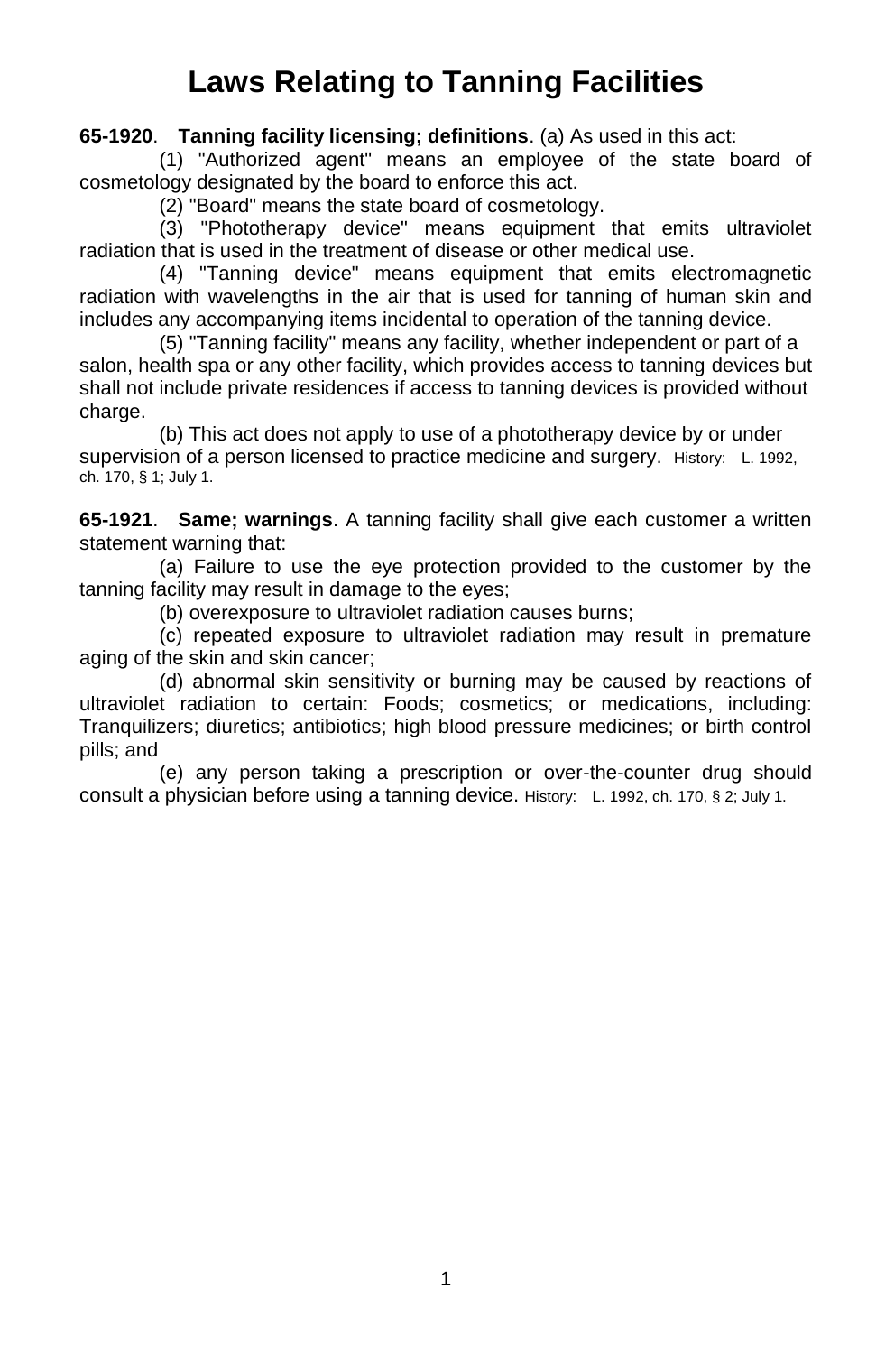# Laws Relating to Tanning Facilities

**65-1920**. **Tanning facility licensing; definitions**. (a) As used in this act:

(1) "Authorized agent" means an employee of the state board of cosmetology designated by the board to enforce this act.

(2) "Board" means the state board of cosmetology.

(3) "Phototherapy device" means equipment that emits ultraviolet radiation that is used in the treatment of disease or other medical use.

(4) "Tanning device" means equipment that emits electromagnetic radiation with wavelengths in the air that is used for tanning of human skin and includes any accompanying items incidental to operation of the tanning device.

(5) "Tanning facility" means any facility, whether independent or part of a salon, health spa or any other facility, which provides access to tanning devices but shall not include private residences if access to tanning devices is provided without charge.

(b) This act does not apply to use of a phototherapy device by or under supervision of a person licensed to practice medicine and surgery. History: L. 1992, ch. 170, § 1; July 1.

**65-1921**. **Same; warnings**. A tanning facility shall give each customer a written statement warning that:

(a) Failure to use the eye protection provided to the customer by the tanning facility may result in damage to the eyes;

(b) overexposure to ultraviolet radiation causes burns;

(c) repeated exposure to ultraviolet radiation may result in premature aging of the skin and skin cancer;

(d) abnormal skin sensitivity or burning may be caused by reactions of ultraviolet radiation to certain: Foods; cosmetics; or medications, including: Tranquilizers; diuretics; antibiotics; high blood pressure medicines; or birth control pills; and

(e) any person taking a prescription or over-the-counter drug should consult a physician before using a tanning device. History: L. 1992, ch. 170, § 2; July 1.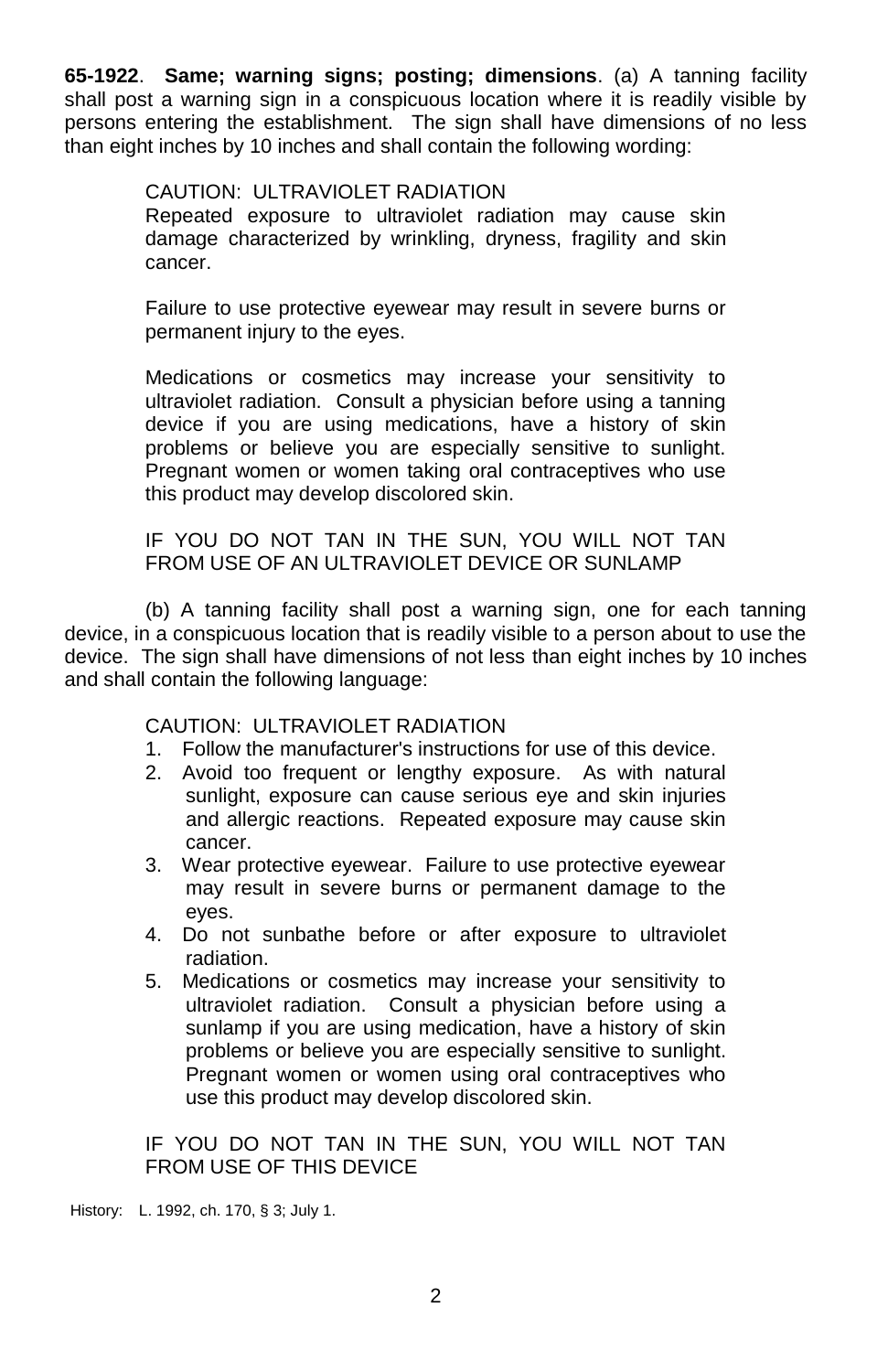**65-1922**. **Same; warning signs; posting; dimensions**. (a) A tanning facility shall post a warning sign in a conspicuous location where it is readily visible by persons entering the establishment. The sign shall have dimensions of no less than eight inches by 10 inches and shall contain the following wording:

> CAUTION: ULTRAVIOLET RADIATION
> Repeated exposure to ultraviolet radiation may cause skin damage characterized by wrinkling, dryness, fragility and skin cancer.
>
> Failure to use protective eyewear may result in severe burns or permanent injury to the eyes.
>
> Medications or cosmetics may increase your sensitivity to ultraviolet radiation. Consult a physician before using a tanning device if you are using medications, have a history of skin problems or believe you are especially sensitive to sunlight. Pregnant women or women taking oral contraceptives who use this product may develop discolored skin.
>
> IF YOU DO NOT TAN IN THE SUN, YOU WILL NOT TAN FROM USE OF AN ULTRAVIOLET DEVICE OR SUNLAMP

(b) A tanning facility shall post a warning sign, one for each tanning device, in a conspicuous location that is readily visible to a person about to use the device. The sign shall have dimensions of not less than eight inches by 10 inches and shall contain the following language:

> CAUTION: ULTRAVIOLET RADIATION
> 1. Follow the manufacturer's instructions for use of this device.
> 2. Avoid too frequent or lengthy exposure. As with natural sunlight, exposure can cause serious eye and skin injuries and allergic reactions. Repeated exposure may cause skin cancer.
> 3. Wear protective eyewear. Failure to use protective eyewear may result in severe burns or permanent damage to the eyes.
> 4. Do not sunbathe before or after exposure to ultraviolet radiation.
> 5. Medications or cosmetics may increase your sensitivity to ultraviolet radiation. Consult a physician before using a sunlamp if you are using medication, have a history of skin problems or believe you are especially sensitive to sunlight. Pregnant women or women using oral contraceptives who use this product may develop discolored skin.
>
> IF YOU DO NOT TAN IN THE SUN, YOU WILL NOT TAN FROM USE OF THIS DEVICE

History: L. 1992, ch. 170, § 3; July 1.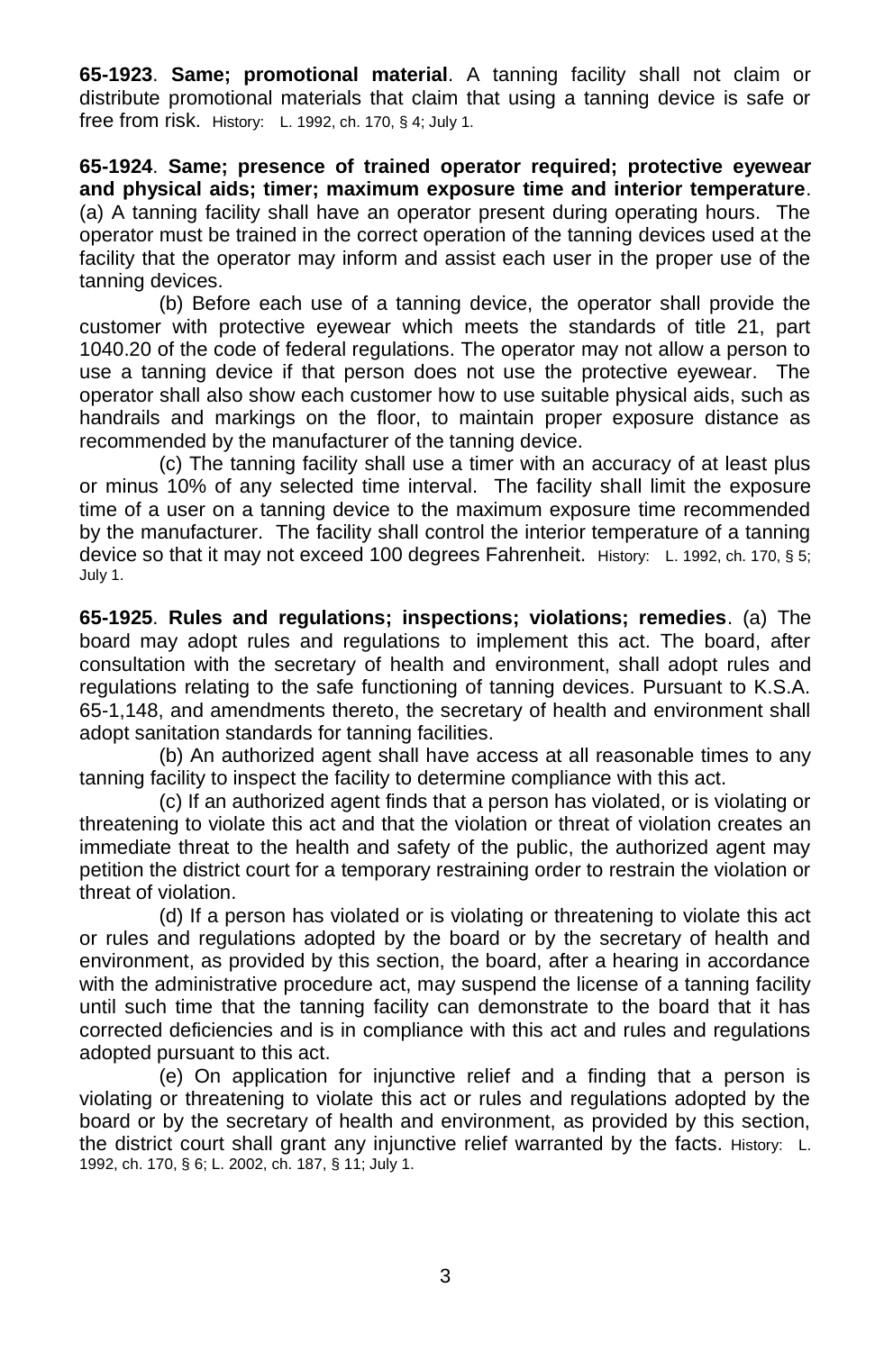**65-1923**. **Same; promotional material**. A tanning facility shall not claim or distribute promotional materials that claim that using a tanning device is safe or free from risk. History: L. 1992, ch. 170, § 4; July 1.

**65-1924**. **Same; presence of trained operator required; protective eyewear and physical aids; timer; maximum exposure time and interior temperature**. (a) A tanning facility shall have an operator present during operating hours. The operator must be trained in the correct operation of the tanning devices used at the facility that the operator may inform and assist each user in the proper use of the tanning devices.

(b) Before each use of a tanning device, the operator shall provide the customer with protective eyewear which meets the standards of title 21, part 1040.20 of the code of federal regulations. The operator may not allow a person to use a tanning device if that person does not use the protective eyewear. The operator shall also show each customer how to use suitable physical aids, such as handrails and markings on the floor, to maintain proper exposure distance as recommended by the manufacturer of the tanning device.

(c) The tanning facility shall use a timer with an accuracy of at least plus or minus 10% of any selected time interval. The facility shall limit the exposure time of a user on a tanning device to the maximum exposure time recommended by the manufacturer. The facility shall control the interior temperature of a tanning device so that it may not exceed 100 degrees Fahrenheit. History: L. 1992, ch. 170, § 5; July 1.

**65-1925**. **Rules and regulations; inspections; violations; remedies**. (a) The board may adopt rules and regulations to implement this act. The board, after consultation with the secretary of health and environment, shall adopt rules and regulations relating to the safe functioning of tanning devices. Pursuant to K.S.A. 65-1,148, and amendments thereto, the secretary of health and environment shall adopt sanitation standards for tanning facilities.

(b) An authorized agent shall have access at all reasonable times to any tanning facility to inspect the facility to determine compliance with this act.

(c) If an authorized agent finds that a person has violated, or is violating or threatening to violate this act and that the violation or threat of violation creates an immediate threat to the health and safety of the public, the authorized agent may petition the district court for a temporary restraining order to restrain the violation or threat of violation.

(d) If a person has violated or is violating or threatening to violate this act or rules and regulations adopted by the board or by the secretary of health and environment, as provided by this section, the board, after a hearing in accordance with the administrative procedure act, may suspend the license of a tanning facility until such time that the tanning facility can demonstrate to the board that it has corrected deficiencies and is in compliance with this act and rules and regulations adopted pursuant to this act.

(e) On application for injunctive relief and a finding that a person is violating or threatening to violate this act or rules and regulations adopted by the board or by the secretary of health and environment, as provided by this section, the district court shall grant any injunctive relief warranted by the facts. History: L. 1992, ch. 170, § 6; L. 2002, ch. 187, § 11; July 1.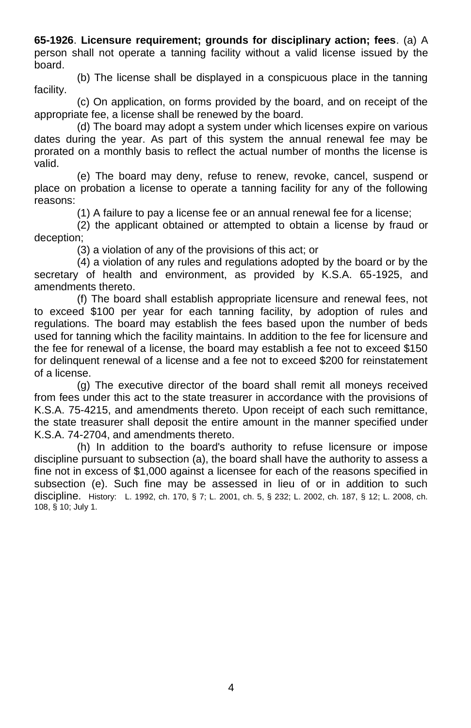**65-1926**. **Licensure requirement; grounds for disciplinary action; fees**. (a) A person shall not operate a tanning facility without a valid license issued by the board.

(b) The license shall be displayed in a conspicuous place in the tanning facility.

(c) On application, on forms provided by the board, and on receipt of the appropriate fee, a license shall be renewed by the board.

(d) The board may adopt a system under which licenses expire on various dates during the year. As part of this system the annual renewal fee may be prorated on a monthly basis to reflect the actual number of months the license is valid.

(e) The board may deny, refuse to renew, revoke, cancel, suspend or place on probation a license to operate a tanning facility for any of the following reasons:

(1) A failure to pay a license fee or an annual renewal fee for a license;

(2) the applicant obtained or attempted to obtain a license by fraud or deception;

(3) a violation of any of the provisions of this act; or

(4) a violation of any rules and regulations adopted by the board or by the secretary of health and environment, as provided by K.S.A. 65-1925, and amendments thereto.

(f) The board shall establish appropriate licensure and renewal fees, not to exceed $100 per year for each tanning facility, by adoption of rules and regulations. The board may establish the fees based upon the number of beds used for tanning which the facility maintains. In addition to the fee for licensure and the fee for renewal of a license, the board may establish a fee not to exceed $150 for delinquent renewal of a license and a fee not to exceed $200 for reinstatement of a license.

(g) The executive director of the board shall remit all moneys received from fees under this act to the state treasurer in accordance with the provisions of K.S.A. 75-4215, and amendments thereto. Upon receipt of each such remittance, the state treasurer shall deposit the entire amount in the manner specified under K.S.A. 74-2704, and amendments thereto.

(h) In addition to the board's authority to refuse licensure or impose discipline pursuant to subsection (a), the board shall have the authority to assess a fine not in excess of $1,000 against a licensee for each of the reasons specified in subsection (e). Such fine may be assessed in lieu of or in addition to such discipline. History: L. 1992, ch. 170, § 7; L. 2001, ch. 5, § 232; L. 2002, ch. 187, § 12; L. 2008, ch. 108, § 10; July 1.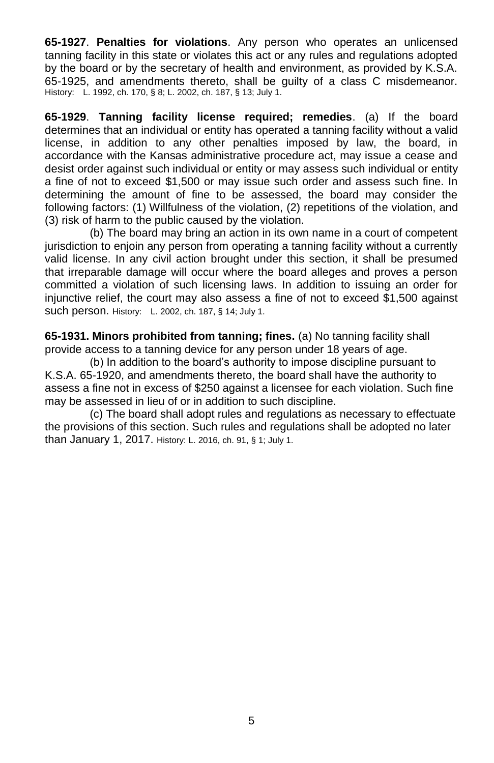**65-1927**. **Penalties for violations**. Any person who operates an unlicensed tanning facility in this state or violates this act or any rules and regulations adopted by the board or by the secretary of health and environment, as provided by K.S.A. 65-1925, and amendments thereto, shall be guilty of a class C misdemeanor. History: L. 1992, ch. 170, § 8; L. 2002, ch. 187, § 13; July 1.

**65-1929**. **Tanning facility license required; remedies**. (a) If the board determines that an individual or entity has operated a tanning facility without a valid license, in addition to any other penalties imposed by law, the board, in accordance with the Kansas administrative procedure act, may issue a cease and desist order against such individual or entity or may assess such individual or entity a fine of not to exceed $1,500 or may issue such order and assess such fine. In determining the amount of fine to be assessed, the board may consider the following factors: (1) Willfulness of the violation, (2) repetitions of the violation, and (3) risk of harm to the public caused by the violation.

(b) The board may bring an action in its own name in a court of competent jurisdiction to enjoin any person from operating a tanning facility without a currently valid license. In any civil action brought under this section, it shall be presumed that irreparable damage will occur where the board alleges and proves a person committed a violation of such licensing laws. In addition to issuing an order for injunctive relief, the court may also assess a fine of not to exceed $1,500 against such person. History: L. 2002, ch. 187, § 14; July 1.

**65-1931. Minors prohibited from tanning; fines.** (a) No tanning facility shall provide access to a tanning device for any person under 18 years of age.

(b) In addition to the board's authority to impose discipline pursuant to K.S.A. 65-1920, and amendments thereto, the board shall have the authority to assess a fine not in excess of $250 against a licensee for each violation. Such fine may be assessed in lieu of or in addition to such discipline.

(c) The board shall adopt rules and regulations as necessary to effectuate the provisions of this section. Such rules and regulations shall be adopted no later than January 1, 2017. History: L. 2016, ch. 91, § 1; July 1.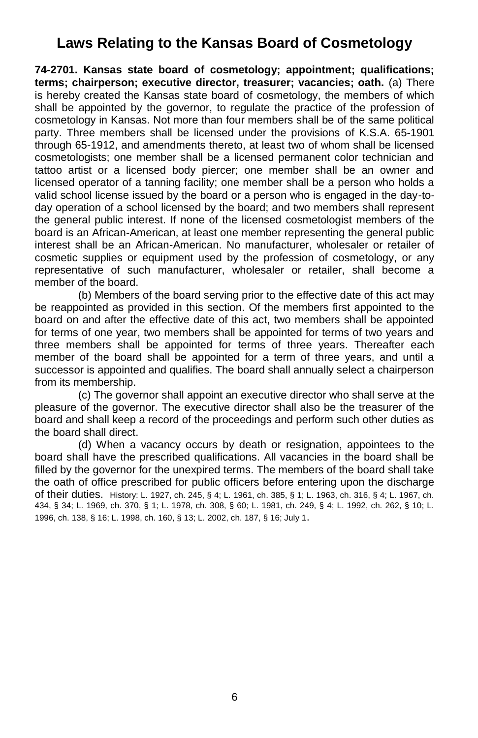# Laws Relating to the Kansas Board of Cosmetology

**74-2701. Kansas state board of cosmetology; appointment; qualifications; terms; chairperson; executive director, treasurer; vacancies; oath.** (a) There is hereby created the Kansas state board of cosmetology, the members of which shall be appointed by the governor, to regulate the practice of the profession of cosmetology in Kansas. Not more than four members shall be of the same political party. Three members shall be licensed under the provisions of K.S.A. 65-1901 through 65-1912, and amendments thereto, at least two of whom shall be licensed cosmetologists; one member shall be a licensed permanent color technician and tattoo artist or a licensed body piercer; one member shall be an owner and licensed operator of a tanning facility; one member shall be a person who holds a valid school license issued by the board or a person who is engaged in the day-to-day operation of a school licensed by the board; and two members shall represent the general public interest. If none of the licensed cosmetologist members of the board is an African-American, at least one member representing the general public interest shall be an African-American. No manufacturer, wholesaler or retailer of cosmetic supplies or equipment used by the profession of cosmetology, or any representative of such manufacturer, wholesaler or retailer, shall become a member of the board.

(b) Members of the board serving prior to the effective date of this act may be reappointed as provided in this section. Of the members first appointed to the board on and after the effective date of this act, two members shall be appointed for terms of one year, two members shall be appointed for terms of two years and three members shall be appointed for terms of three years. Thereafter each member of the board shall be appointed for a term of three years, and until a successor is appointed and qualifies. The board shall annually select a chairperson from its membership.

(c) The governor shall appoint an executive director who shall serve at the pleasure of the governor. The executive director shall also be the treasurer of the board and shall keep a record of the proceedings and perform such other duties as the board shall direct.

(d) When a vacancy occurs by death or resignation, appointees to the board shall have the prescribed qualifications. All vacancies in the board shall be filled by the governor for the unexpired terms. The members of the board shall take the oath of office prescribed for public officers before entering upon the discharge of their duties. History: L. 1927, ch. 245, § 4; L. 1961, ch. 385, § 1; L. 1963, ch. 316, § 4; L. 1967, ch. 434, § 34; L. 1969, ch. 370, § 1; L. 1978, ch. 308, § 60; L. 1981, ch. 249, § 4; L. 1992, ch. 262, § 10; L. 1996, ch. 138, § 16; L. 1998, ch. 160, § 13; L. 2002, ch. 187, § 16; July 1.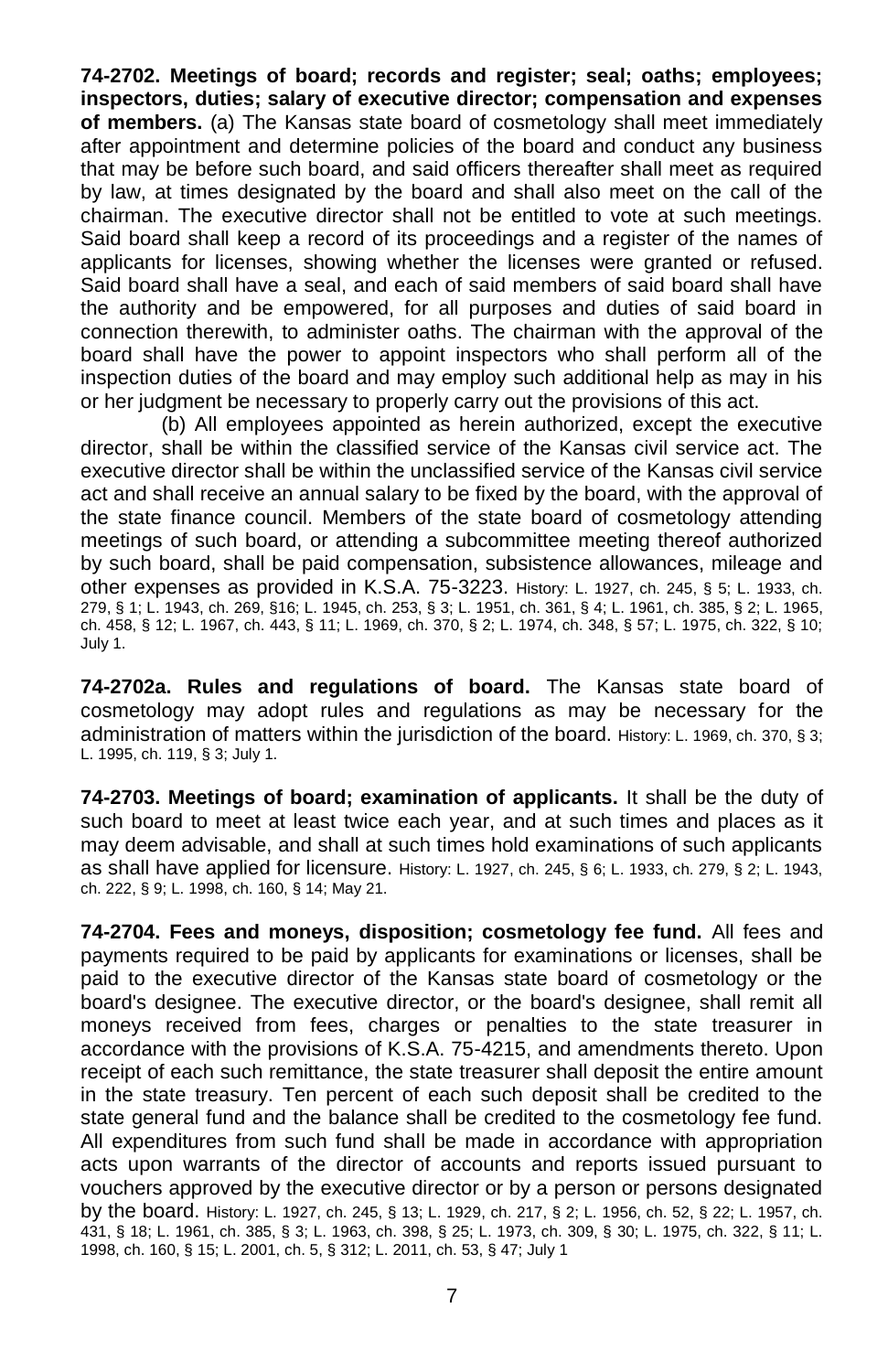**74-2702. Meetings of board; records and register; seal; oaths; employees; inspectors, duties; salary of executive director; compensation and expenses of members.** (a) The Kansas state board of cosmetology shall meet immediately after appointment and determine policies of the board and conduct any business that may be before such board, and said officers thereafter shall meet as required by law, at times designated by the board and shall also meet on the call of the chairman. The executive director shall not be entitled to vote at such meetings. Said board shall keep a record of its proceedings and a register of the names of applicants for licenses, showing whether the licenses were granted or refused. Said board shall have a seal, and each of said members of said board shall have the authority and be empowered, for all purposes and duties of said board in connection therewith, to administer oaths. The chairman with the approval of the board shall have the power to appoint inspectors who shall perform all of the inspection duties of the board and may employ such additional help as may in his or her judgment be necessary to properly carry out the provisions of this act.

(b) All employees appointed as herein authorized, except the executive director, shall be within the classified service of the Kansas civil service act. The executive director shall be within the unclassified service of the Kansas civil service act and shall receive an annual salary to be fixed by the board, with the approval of the state finance council. Members of the state board of cosmetology attending meetings of such board, or attending a subcommittee meeting thereof authorized by such board, shall be paid compensation, subsistence allowances, mileage and other expenses as provided in K.S.A. 75-3223. History: L. 1927, ch. 245, § 5; L. 1933, ch. 279, § 1; L. 1943, ch. 269, §16; L. 1945, ch. 253, § 3; L. 1951, ch. 361, § 4; L. 1961, ch. 385, § 2; L. 1965, ch. 458, § 12; L. 1967, ch. 443, § 11; L. 1969, ch. 370, § 2; L. 1974, ch. 348, § 57; L. 1975, ch. 322, § 10; July 1.

**74-2702a. Rules and regulations of board.** The Kansas state board of cosmetology may adopt rules and regulations as may be necessary for the administration of matters within the jurisdiction of the board. History: L. 1969, ch. 370, § 3; L. 1995, ch. 119, § 3; July 1.

**74-2703. Meetings of board; examination of applicants.** It shall be the duty of such board to meet at least twice each year, and at such times and places as it may deem advisable, and shall at such times hold examinations of such applicants as shall have applied for licensure. History: L. 1927, ch. 245, § 6; L. 1933, ch. 279, § 2; L. 1943, ch. 222, § 9; L. 1998, ch. 160, § 14; May 21.

**74-2704. Fees and moneys, disposition; cosmetology fee fund.** All fees and payments required to be paid by applicants for examinations or licenses, shall be paid to the executive director of the Kansas state board of cosmetology or the board's designee. The executive director, or the board's designee, shall remit all moneys received from fees, charges or penalties to the state treasurer in accordance with the provisions of K.S.A. 75-4215, and amendments thereto. Upon receipt of each such remittance, the state treasurer shall deposit the entire amount in the state treasury. Ten percent of each such deposit shall be credited to the state general fund and the balance shall be credited to the cosmetology fee fund. All expenditures from such fund shall be made in accordance with appropriation acts upon warrants of the director of accounts and reports issued pursuant to vouchers approved by the executive director or by a person or persons designated by the board. History: L. 1927, ch. 245, § 13; L. 1929, ch. 217, § 2; L. 1956, ch. 52, § 22; L. 1957, ch. 431, § 18; L. 1961, ch. 385, § 3; L. 1963, ch. 398, § 25; L. 1973, ch. 309, § 30; L. 1975, ch. 322, § 11; L. 1998, ch. 160, § 15; L. 2001, ch. 5, § 312; L. 2011, ch. 53, § 47; July 1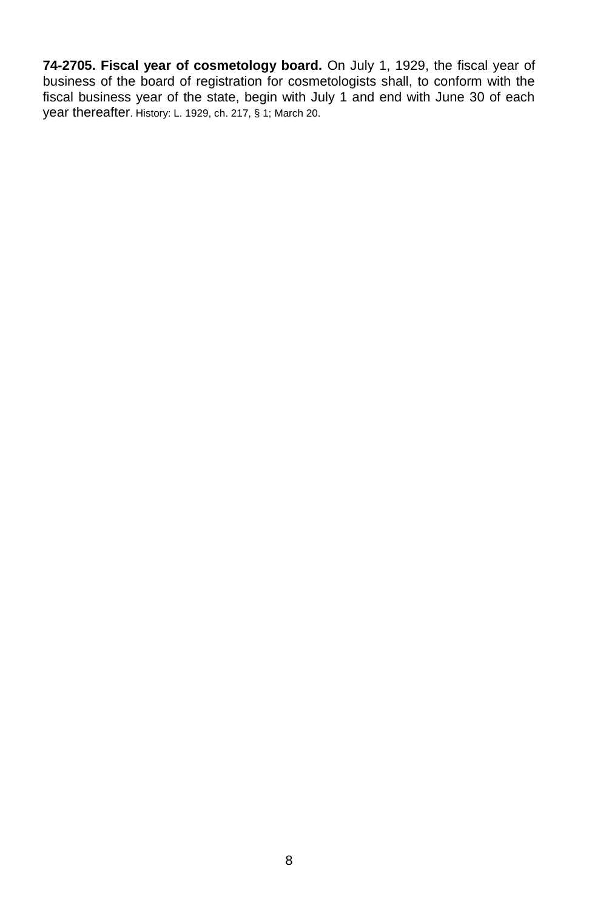**74-2705. Fiscal year of cosmetology board.** On July 1, 1929, the fiscal year of business of the board of registration for cosmetologists shall, to conform with the fiscal business year of the state, begin with July 1 and end with June 30 of each year thereafter. History: L. 1929, ch. 217, § 1; March 20.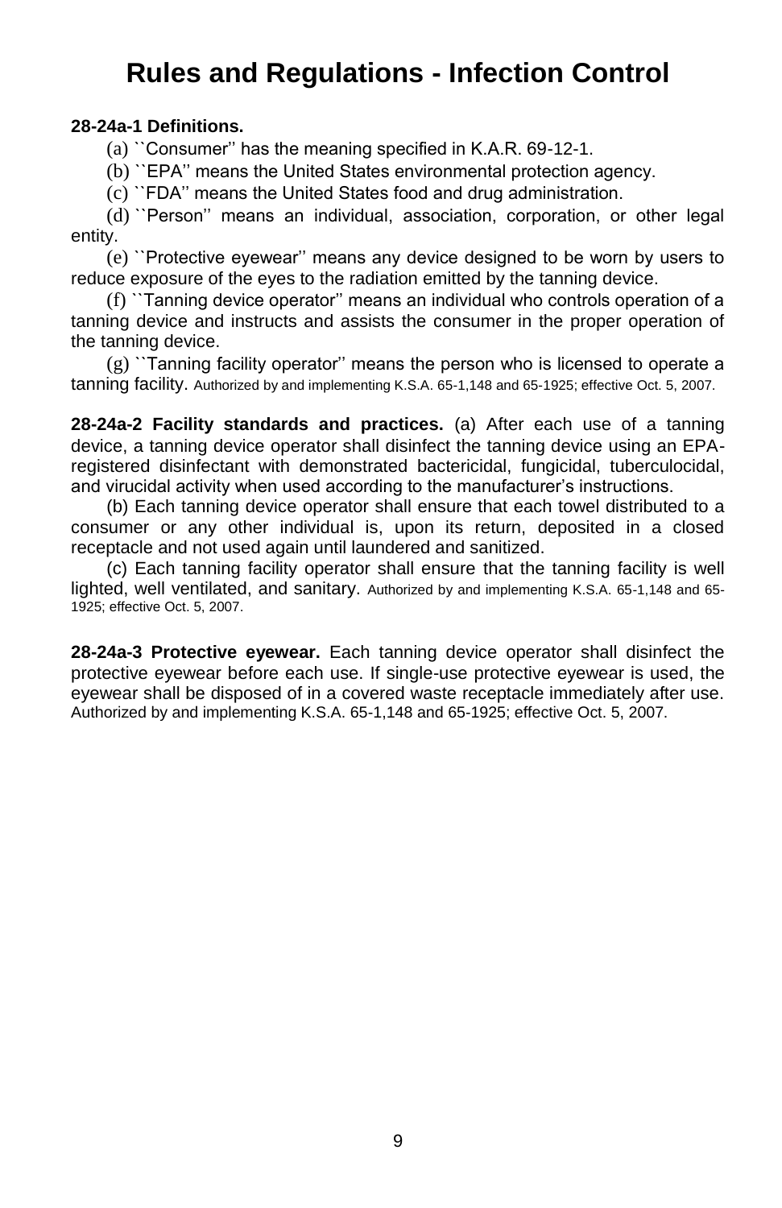# Rules and Regulations - Infection Control

**28-24a-1 Definitions.**

(a) ``Consumer'' has the meaning specified in K.A.R. 69-12-1.

(b) ``EPA'' means the United States environmental protection agency.

(c) ``FDA'' means the United States food and drug administration.

(d) ``Person'' means an individual, association, corporation, or other legal entity.

(e) ``Protective eyewear'' means any device designed to be worn by users to reduce exposure of the eyes to the radiation emitted by the tanning device.

(f) ``Tanning device operator'' means an individual who controls operation of a tanning device and instructs and assists the consumer in the proper operation of the tanning device.

(g) ``Tanning facility operator'' means the person who is licensed to operate a tanning facility. Authorized by and implementing K.S.A. 65-1,148 and 65-1925; effective Oct. 5, 2007.

**28-24a-2 Facility standards and practices.** (a) After each use of a tanning device, a tanning device operator shall disinfect the tanning device using an EPA-registered disinfectant with demonstrated bactericidal, fungicidal, tuberculocidal, and virucidal activity when used according to the manufacturer's instructions.

(b) Each tanning device operator shall ensure that each towel distributed to a consumer or any other individual is, upon its return, deposited in a closed receptacle and not used again until laundered and sanitized.

(c) Each tanning facility operator shall ensure that the tanning facility is well lighted, well ventilated, and sanitary. Authorized by and implementing K.S.A. 65-1,148 and 65-1925; effective Oct. 5, 2007.

**28-24a-3 Protective eyewear.** Each tanning device operator shall disinfect the protective eyewear before each use. If single-use protective eyewear is used, the eyewear shall be disposed of in a covered waste receptacle immediately after use. Authorized by and implementing K.S.A. 65-1,148 and 65-1925; effective Oct. 5, 2007.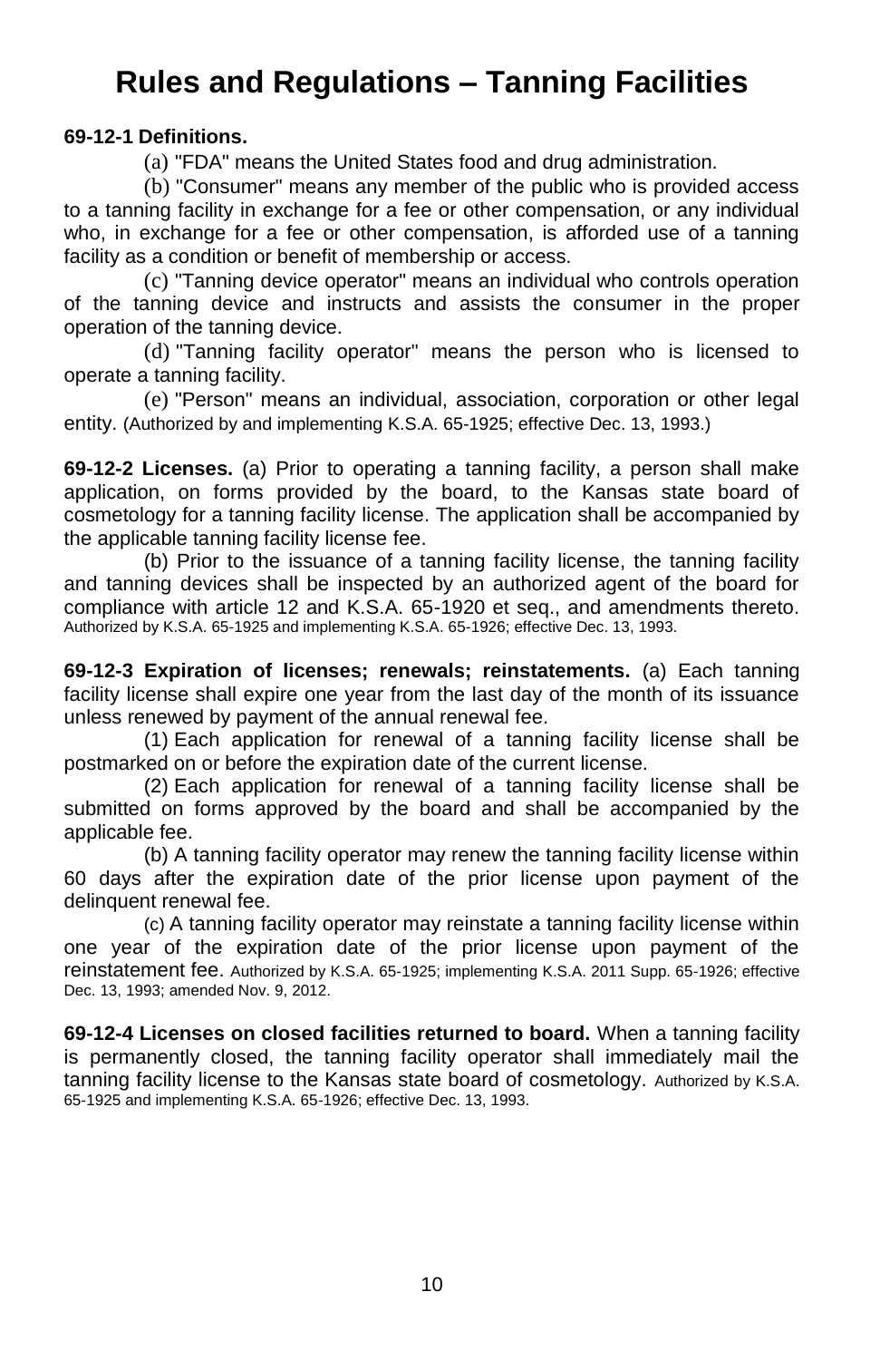# Rules and Regulations – Tanning Facilities

**69-12-1 Definitions.**

(a) "FDA" means the United States food and drug administration.

(b) "Consumer" means any member of the public who is provided access to a tanning facility in exchange for a fee or other compensation, or any individual who, in exchange for a fee or other compensation, is afforded use of a tanning facility as a condition or benefit of membership or access.

(c) "Tanning device operator" means an individual who controls operation of the tanning device and instructs and assists the consumer in the proper operation of the tanning device.

(d) "Tanning facility operator" means the person who is licensed to operate a tanning facility.

(e) "Person" means an individual, association, corporation or other legal entity. (Authorized by and implementing K.S.A. 65-1925; effective Dec. 13, 1993.)

**69-12-2 Licenses.** (a) Prior to operating a tanning facility, a person shall make application, on forms provided by the board, to the Kansas state board of cosmetology for a tanning facility license. The application shall be accompanied by the applicable tanning facility license fee.

(b) Prior to the issuance of a tanning facility license, the tanning facility and tanning devices shall be inspected by an authorized agent of the board for compliance with article 12 and K.S.A. 65-1920 et seq., and amendments thereto. Authorized by K.S.A. 65-1925 and implementing K.S.A. 65-1926; effective Dec. 13, 1993.

**69-12-3 Expiration of licenses; renewals; reinstatements.** (a) Each tanning facility license shall expire one year from the last day of the month of its issuance unless renewed by payment of the annual renewal fee.

(1) Each application for renewal of a tanning facility license shall be postmarked on or before the expiration date of the current license.

(2) Each application for renewal of a tanning facility license shall be submitted on forms approved by the board and shall be accompanied by the applicable fee.

(b) A tanning facility operator may renew the tanning facility license within 60 days after the expiration date of the prior license upon payment of the delinquent renewal fee.

(c) A tanning facility operator may reinstate a tanning facility license within one year of the expiration date of the prior license upon payment of the reinstatement fee. Authorized by K.S.A. 65-1925; implementing K.S.A. 2011 Supp. 65-1926; effective Dec. 13, 1993; amended Nov. 9, 2012.

**69-12-4 Licenses on closed facilities returned to board.** When a tanning facility is permanently closed, the tanning facility operator shall immediately mail the tanning facility license to the Kansas state board of cosmetology. Authorized by K.S.A. 65-1925 and implementing K.S.A. 65-1926; effective Dec. 13, 1993.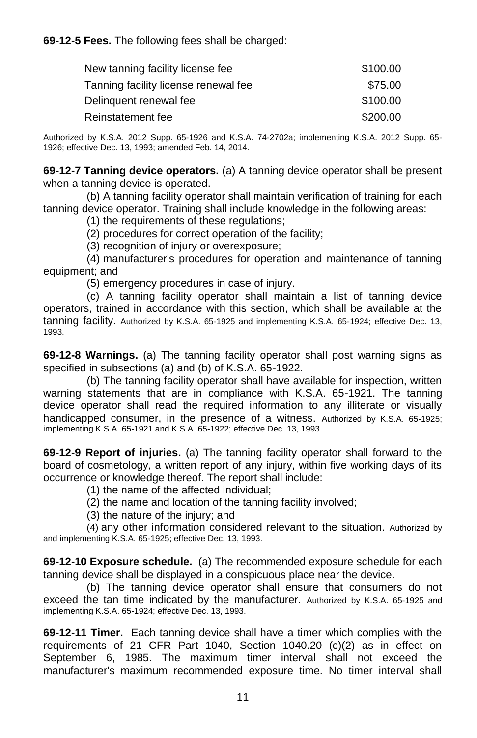**69-12-5 Fees.** The following fees shall be charged:

| | |
|---|---|
| New tanning facility license fee | \$100.00 |
| Tanning facility license renewal fee | \$75.00 |
| Delinquent renewal fee | \$100.00 |
| Reinstatement fee | \$200.00 |

Authorized by K.S.A. 2012 Supp. 65-1926 and K.S.A. 74-2702a; implementing K.S.A. 2012 Supp. 65-1926; effective Dec. 13, 1993; amended Feb. 14, 2014.

**69-12-7 Tanning device operators.** (a) A tanning device operator shall be present when a tanning device is operated.

(b) A tanning facility operator shall maintain verification of training for each tanning device operator. Training shall include knowledge in the following areas:

(1) the requirements of these regulations;

(2) procedures for correct operation of the facility;

(3) recognition of injury or overexposure;

(4) manufacturer's procedures for operation and maintenance of tanning equipment; and

(5) emergency procedures in case of injury.

(c) A tanning facility operator shall maintain a list of tanning device operators, trained in accordance with this section, which shall be available at the tanning facility. Authorized by K.S.A. 65-1925 and implementing K.S.A. 65-1924; effective Dec. 13, 1993.

**69-12-8 Warnings.** (a) The tanning facility operator shall post warning signs as specified in subsections (a) and (b) of K.S.A. 65-1922.

(b) The tanning facility operator shall have available for inspection, written warning statements that are in compliance with K.S.A. 65-1921. The tanning device operator shall read the required information to any illiterate or visually handicapped consumer, in the presence of a witness. Authorized by K.S.A. 65-1925; implementing K.S.A. 65-1921 and K.S.A. 65-1922; effective Dec. 13, 1993.

**69-12-9 Report of injuries.** (a) The tanning facility operator shall forward to the board of cosmetology, a written report of any injury, within five working days of its occurrence or knowledge thereof. The report shall include:

(1) the name of the affected individual;

(2) the name and location of the tanning facility involved;

(3) the nature of the injury; and

(4) any other information considered relevant to the situation. Authorized by and implementing K.S.A. 65-1925; effective Dec. 13, 1993.

**69-12-10 Exposure schedule.** (a) The recommended exposure schedule for each tanning device shall be displayed in a conspicuous place near the device.

(b) The tanning device operator shall ensure that consumers do not exceed the tan time indicated by the manufacturer. Authorized by K.S.A. 65-1925 and implementing K.S.A. 65-1924; effective Dec. 13, 1993.

**69-12-11 Timer.** Each tanning device shall have a timer which complies with the requirements of 21 CFR Part 1040, Section 1040.20 (c)(2) as in effect on September 6, 1985. The maximum timer interval shall not exceed the manufacturer's maximum recommended exposure time. No timer interval shall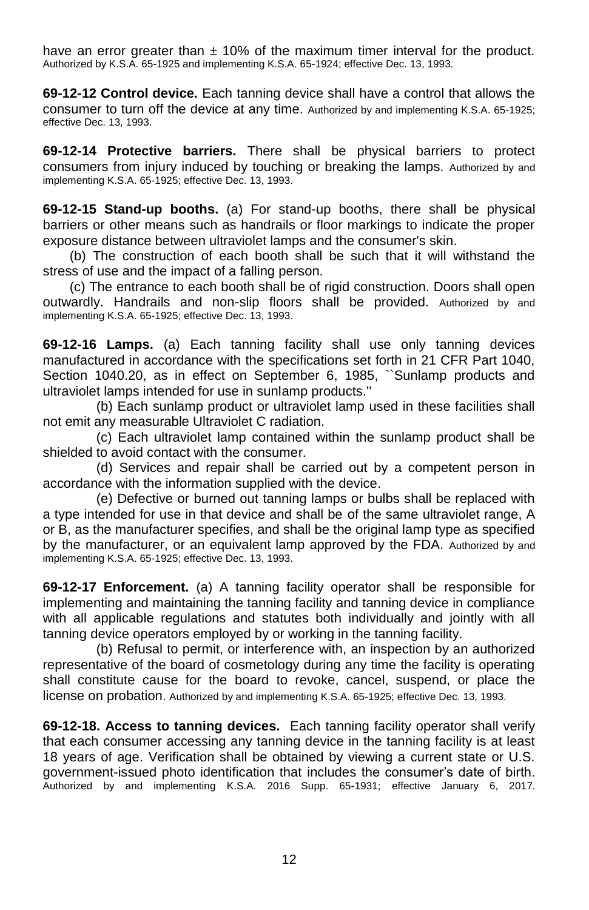have an error greater than ± 10% of the maximum timer interval for the product. Authorized by K.S.A. 65-1925 and implementing K.S.A. 65-1924; effective Dec. 13, 1993.

**69-12-12 Control device.** Each tanning device shall have a control that allows the consumer to turn off the device at any time. Authorized by and implementing K.S.A. 65-1925; effective Dec. 13, 1993.

**69-12-14 Protective barriers.** There shall be physical barriers to protect consumers from injury induced by touching or breaking the lamps. Authorized by and implementing K.S.A. 65-1925; effective Dec. 13, 1993.

**69-12-15 Stand-up booths.** (a) For stand-up booths, there shall be physical barriers or other means such as handrails or floor markings to indicate the proper exposure distance between ultraviolet lamps and the consumer's skin.

(b) The construction of each booth shall be such that it will withstand the stress of use and the impact of a falling person.

(c) The entrance to each booth shall be of rigid construction. Doors shall open outwardly. Handrails and non-slip floors shall be provided. Authorized by and implementing K.S.A. 65-1925; effective Dec. 13, 1993.

**69-12-16 Lamps.** (a) Each tanning facility shall use only tanning devices manufactured in accordance with the specifications set forth in 21 CFR Part 1040, Section 1040.20, as in effect on September 6, 1985, ``Sunlamp products and ultraviolet lamps intended for use in sunlamp products.''

(b) Each sunlamp product or ultraviolet lamp used in these facilities shall not emit any measurable Ultraviolet C radiation.

(c) Each ultraviolet lamp contained within the sunlamp product shall be shielded to avoid contact with the consumer.

(d) Services and repair shall be carried out by a competent person in accordance with the information supplied with the device.

(e) Defective or burned out tanning lamps or bulbs shall be replaced with a type intended for use in that device and shall be of the same ultraviolet range, A or B, as the manufacturer specifies, and shall be the original lamp type as specified by the manufacturer, or an equivalent lamp approved by the FDA. Authorized by and implementing K.S.A. 65-1925; effective Dec. 13, 1993.

**69-12-17 Enforcement.** (a) A tanning facility operator shall be responsible for implementing and maintaining the tanning facility and tanning device in compliance with all applicable regulations and statutes both individually and jointly with all tanning device operators employed by or working in the tanning facility.

(b) Refusal to permit, or interference with, an inspection by an authorized representative of the board of cosmetology during any time the facility is operating shall constitute cause for the board to revoke, cancel, suspend, or place the license on probation. Authorized by and implementing K.S.A. 65-1925; effective Dec. 13, 1993.

**69-12-18. Access to tanning devices.** Each tanning facility operator shall verify that each consumer accessing any tanning device in the tanning facility is at least 18 years of age. Verification shall be obtained by viewing a current state or U.S. government-issued photo identification that includes the consumer's date of birth. Authorized by and implementing K.S.A. 2016 Supp. 65-1931; effective January 6, 2017.